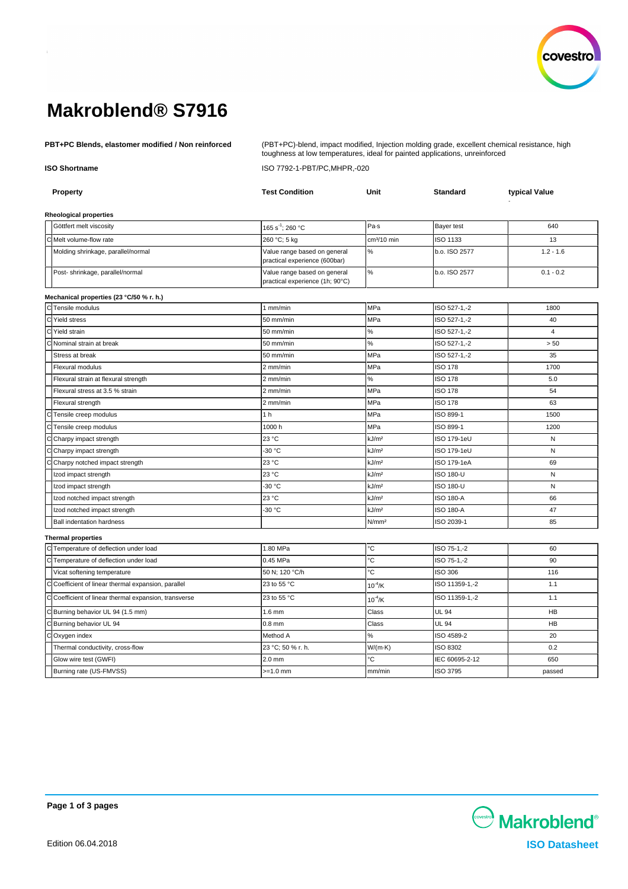# Makroblend® S7916

**PBT+PC Blends, elastomer modified / Non reinforced**

(PBT+PC)-blend, impact modified, Injection molding grade, excellent chemical resistance, high toughness at low temperatures, ideal for painted applications, unreinforced

**ISO Shortname**

ISO 7792-1-PBT/PC,MHPR,-020

| | Property | Test Condition | Unit | Standard | typical Value |
|---|---|---|---|---|---|
| | **Rheological properties** | | | | |
| | Göttfert melt viscosity | $165\ s^{-1}$; 260 °C | Pa·s | Bayer test | 640 |
| C | Melt volume-flow rate | 260 °C; 5 kg | cm³/10 min | ISO 1133 | 13 |
| | Molding shrinkage, parallel/normal | Value range based on general practical experience (600bar) | % | b.o. ISO 2577 | 1.2 - 1.6 |
| | Post- shrinkage, parallel/normal | Value range based on general practical experience (1h; 90°C) | % | b.o. ISO 2577 | 0.1 - 0.2 |
| | **Mechanical properties (23 °C/50 % r. h.)** | | | | |
| C | Tensile modulus | 1 mm/min | MPa | ISO 527-1,-2 | 1800 |
| C | Yield stress | 50 mm/min | MPa | ISO 527-1,-2 | 40 |
| C | Yield strain | 50 mm/min | % | ISO 527-1,-2 | 4 |
| C | Nominal strain at break | 50 mm/min | % | ISO 527-1,-2 | > 50 |
| | Stress at break | 50 mm/min | MPa | ISO 527-1,-2 | 35 |
| | Flexural modulus | 2 mm/min | MPa | ISO 178 | 1700 |
| | Flexural strain at flexural strength | 2 mm/min | % | ISO 178 | 5.0 |
| | Flexural stress at 3.5 % strain | 2 mm/min | MPa | ISO 178 | 54 |
| | Flexural strength | 2 mm/min | MPa | ISO 178 | 63 |
| C | Tensile creep modulus | 1 h | MPa | ISO 899-1 | 1500 |
| C | Tensile creep modulus | 1000 h | MPa | ISO 899-1 | 1200 |
| C | Charpy impact strength | 23 °C | kJ/m² | ISO 179-1eU | N |
| C | Charpy impact strength | -30 °C | kJ/m² | ISO 179-1eU | N |
| C | Charpy notched impact strength | 23 °C | kJ/m² | ISO 179-1eA | 69 |
| | Izod impact strength | 23 °C | kJ/m² | ISO 180-U | N |
| | Izod impact strength | -30 °C | kJ/m² | ISO 180-U | N |
| | Izod notched impact strength | 23 °C | kJ/m² | ISO 180-A | 66 |
| | Izod notched impact strength | -30 °C | kJ/m² | ISO 180-A | 47 |
| | Ball indentation hardness | | N/mm² | ISO 2039-1 | 85 |
| | **Thermal properties** | | | | |
| C | Temperature of deflection under load | 1.80 MPa | °C | ISO 75-1,-2 | 60 |
| C | Temperature of deflection under load | 0.45 MPa | °C | ISO 75-1,-2 | 90 |
| | Vicat softening temperature | 50 N; 120 °C/h | °C | ISO 306 | 116 |
| C | Coefficient of linear thermal expansion, parallel | 23 to 55 °C | $10^{-4}$/K | ISO 11359-1,-2 | 1.1 |
| C | Coefficient of linear thermal expansion, transverse | 23 to 55 °C | $10^{-4}$/K | ISO 11359-1,-2 | 1.1 |
| C | Burning behavior UL 94 (1.5 mm) | 1.6 mm | Class | UL 94 | HB |
| C | Burning behavior UL 94 | 0.8 mm | Class | UL 94 | HB |
| C | Oxygen index | Method A | % | ISO 4589-2 | 20 |
| | Thermal conductivity, cross-flow | 23 °C; 50 % r. h. | W/(m·K) | ISO 8302 | 0.2 |
| | Glow wire test (GWFI) | 2.0 mm | °C | IEC 60695-2-12 | 650 |
| | Burning rate (US-FMVSS) | >=1.0 mm | mm/min | ISO 3795 | passed |

Edition 06.04.2018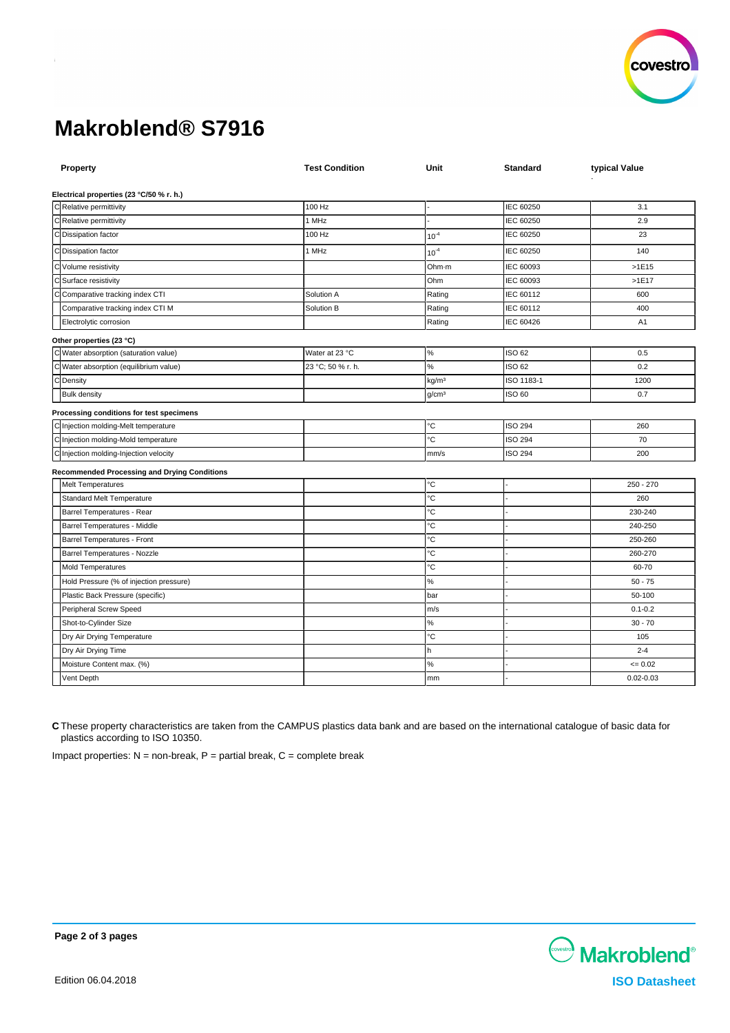# Makroblend® S7916

| | Property | Test Condition | Unit | Standard | typical Value |
|---|---|---|---|---|---|
| **Electrical properties (23 °C/50 % r. h.)** | | | | | |
| C | Relative permittivity | 100 Hz | - | IEC 60250 | 3.1 |
| C | Relative permittivity | 1 MHz | - | IEC 60250 | 2.9 |
| C | Dissipation factor | 100 Hz | $10^{-4}$ | IEC 60250 | 23 |
| C | Dissipation factor | 1 MHz | $10^{-4}$ | IEC 60250 | 140 |
| C | Volume resistivity | | Ohm·m | IEC 60093 | >1E15 |
| C | Surface resistivity | | Ohm | IEC 60093 | >1E17 |
| C | Comparative tracking index CTI | Solution A | Rating | IEC 60112 | 600 |
| | Comparative tracking index CTI M | Solution B | Rating | IEC 60112 | 400 |
| | Electrolytic corrosion | | Rating | IEC 60426 | A1 |
| **Other properties (23 °C)** | | | | | |
| C | Water absorption (saturation value) | Water at 23 °C | % | ISO 62 | 0.5 |
| C | Water absorption (equilibrium value) | 23 °C; 50 % r. h. | % | ISO 62 | 0.2 |
| C | Density | | kg/m³ | ISO 1183-1 | 1200 |
| | Bulk density | | g/cm³ | ISO 60 | 0.7 |
| **Processing conditions for test specimens** | | | | | |
| C | Injection molding-Melt temperature | | °C | ISO 294 | 260 |
| C | Injection molding-Mold temperature | | °C | ISO 294 | 70 |
| C | Injection molding-Injection velocity | | mm/s | ISO 294 | 200 |
| **Recommended Processing and Drying Conditions** | | | | | |
| | Melt Temperatures | | °C | - | 250 - 270 |
| | Standard Melt Temperature | | °C | - | 260 |
| | Barrel Temperatures - Rear | | °C | - | 230-240 |
| | Barrel Temperatures - Middle | | °C | - | 240-250 |
| | Barrel Temperatures - Front | | °C | - | 250-260 |
| | Barrel Temperatures - Nozzle | | °C | - | 260-270 |
| | Mold Temperatures | | °C | - | 60-70 |
| | Hold Pressure (% of injection pressure) | | % | - | 50 - 75 |
| | Plastic Back Pressure (specific) | | bar | - | 50-100 |
| | Peripheral Screw Speed | | m/s | - | 0.1-0.2 |
| | Shot-to-Cylinder Size | | % | - | 30 - 70 |
| | Dry Air Drying Temperature | | °C | - | 105 |
| | Dry Air Drying Time | | h | - | 2-4 |
| | Moisture Content max. (%) | | % | - | <= 0.02 |
| | Vent Depth | | mm | - | 0.02-0.03 |

**C** These property characteristics are taken from the CAMPUS plastics data bank and are based on the international catalogue of basic data for plastics according to ISO 10350.

Impact properties: N = non-break, P = partial break, C = complete break

Edition 06.04.2018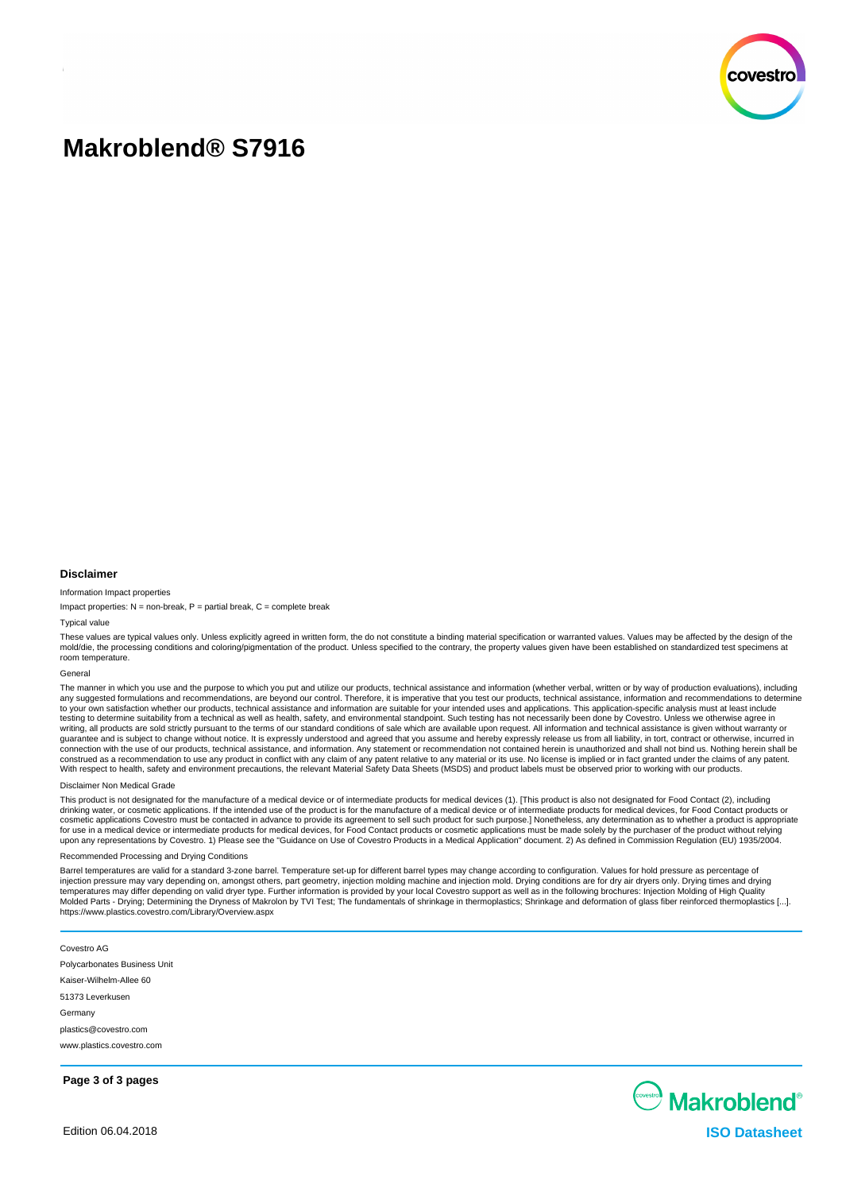# Makroblend® S7916

## Disclaimer

Information Impact properties

Impact properties: N = non-break, P = partial break, C = complete break

Typical value

These values are typical values only. Unless explicitly agreed in written form, the do not constitute a binding material specification or warranted values. Values may be affected by the design of the mold/die, the processing conditions and coloring/pigmentation of the product. Unless specified to the contrary, the property values given have been established on standardized test specimens at room temperature.

General

The manner in which you use and the purpose to which you put and utilize our products, technical assistance and information (whether verbal, written or by way of production evaluations), including any suggested formulations and recommendations, are beyond our control. Therefore, it is imperative that you test our products, technical assistance, information and recommendations to determine to your own satisfaction whether our products, technical assistance and information are suitable for your intended uses and applications. This application-specific analysis must at least include testing to determine suitability from a technical as well as health, safety, and environmental standpoint. Such testing has not necessarily been done by Covestro. Unless we otherwise agree in writing, all products are sold strictly pursuant to the terms of our standard conditions of sale which are available upon request. All information and technical assistance is given without warranty or guarantee and is subject to change without notice. It is expressly understood and agreed that you assume and hereby expressly release us from all liability, in tort, contract or otherwise, incurred in connection with the use of our products, technical assistance, and information. Any statement or recommendation not contained herein is unauthorized and shall not bind us. Nothing herein shall be construed as a recommendation to use any product in conflict with any claim of any patent relative to any material or its use. No license is implied or in fact granted under the claims of any patent. With respect to health, safety and environment precautions, the relevant Material Safety Data Sheets (MSDS) and product labels must be observed prior to working with our products.

Disclaimer Non Medical Grade

This product is not designated for the manufacture of a medical device or of intermediate products for medical devices (1). [This product is also not designated for Food Contact (2), including drinking water, or cosmetic applications. If the intended use of the product is for the manufacture of a medical device or of intermediate products for medical devices, for Food Contact products or cosmetic applications Covestro must be contacted in advance to provide its agreement to sell such product for such purpose.] Nonetheless, any determination as to whether a product is appropriate for use in a medical device or intermediate products for medical devices, for Food Contact products or cosmetic applications must be made solely by the purchaser of the product without relying upon any representations by Covestro. 1) Please see the "Guidance on Use of Covestro Products in a Medical Application" document. 2) As defined in Commission Regulation (EU) 1935/2004.

Recommended Processing and Drying Conditions

Barrel temperatures are valid for a standard 3-zone barrel. Temperature set-up for different barrel types may change according to configuration. Values for hold pressure as percentage of injection pressure may vary depending on, amongst others, part geometry, injection molding machine and injection mold. Drying conditions are for dry air dryers only. Drying times and drying temperatures may differ depending on valid dryer type. Further information is provided by your local Covestro support as well as in the following brochures: Injection Molding of High Quality Molded Parts - Drying; Determining the Dryness of Makrolon by TVI Test; The fundamentals of shrinkage in thermoplastics; Shrinkage and deformation of glass fiber reinforced thermoplastics [...]. https://www.plastics.covestro.com/Library/Overview.aspx

Covestro AG

Polycarbonates Business Unit

Kaiser-Wilhelm-Allee 60

51373 Leverkusen

Germany

plastics@covestro.com

www.plastics.covestro.com

Edition 06.04.2018

ISO Datasheet